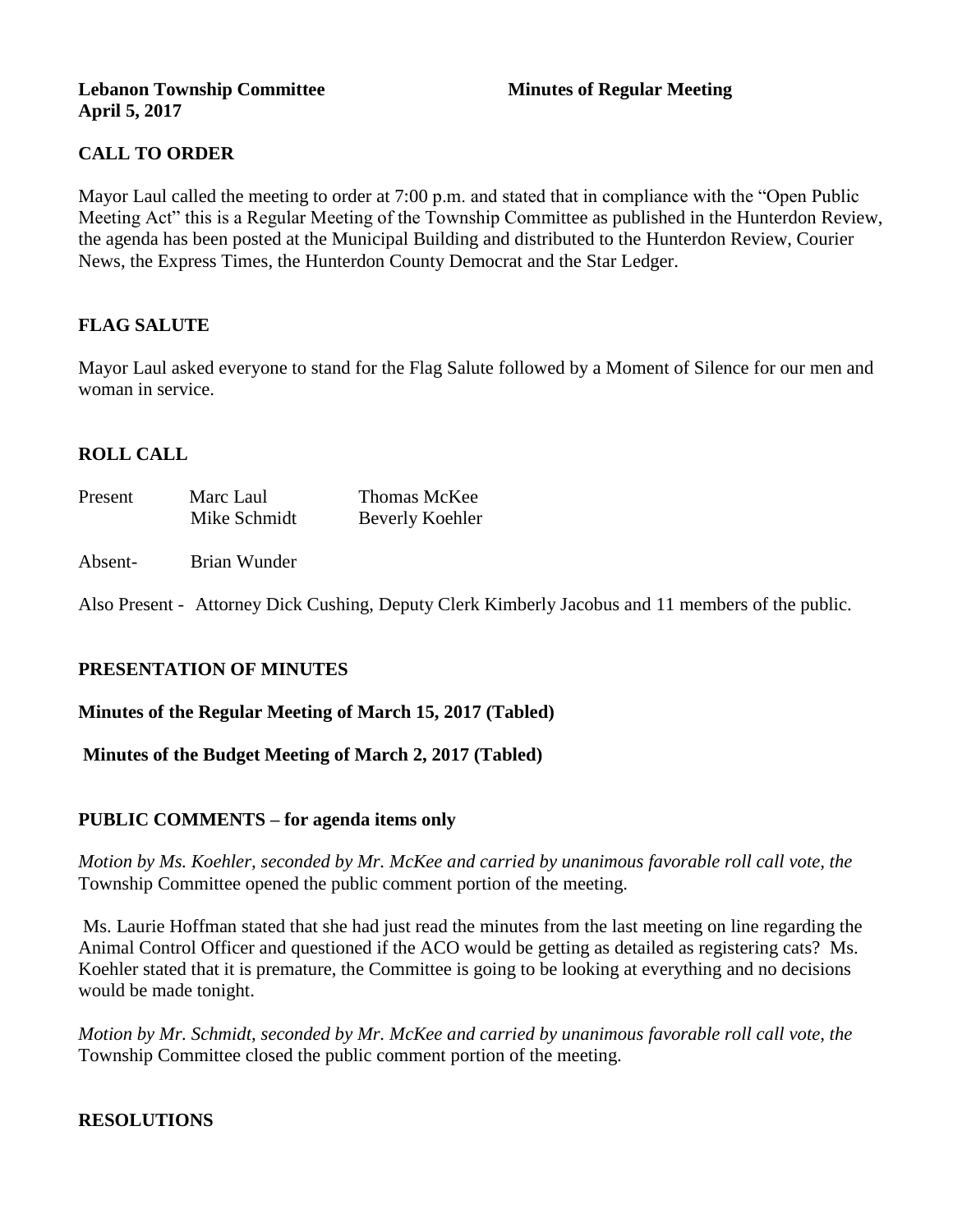**Lebanon Township Committee** **Minutes of Regular Meeting**
**April 5, 2017**

## CALL TO ORDER

Mayor Laul called the meeting to order at 7:00 p.m. and stated that in compliance with the "Open Public Meeting Act" this is a Regular Meeting of the Township Committee as published in the Hunterdon Review, the agenda has been posted at the Municipal Building and distributed to the Hunterdon Review, Courier News, the Express Times, the Hunterdon County Democrat and the Star Ledger.

## FLAG SALUTE

Mayor Laul asked everyone to stand for the Flag Salute followed by a Moment of Silence for our men and woman in service.

## ROLL CALL

| Present | Marc Laul | Thomas McKee |
|---|---|---|
| | Mike Schmidt | Beverly Koehler |

Absent- Brian Wunder

Also Present - Attorney Dick Cushing, Deputy Clerk Kimberly Jacobus and 11 members of the public.

## PRESENTATION OF MINUTES

**Minutes of the Regular Meeting of March 15, 2017 (Tabled)**

**Minutes of the Budget Meeting of March 2, 2017 (Tabled)**

## PUBLIC COMMENTS – for agenda items only

*Motion by Ms. Koehler, seconded by Mr. McKee and carried by unanimous favorable roll call vote, the* Township Committee opened the public comment portion of the meeting.

Ms. Laurie Hoffman stated that she had just read the minutes from the last meeting on line regarding the Animal Control Officer and questioned if the ACO would be getting as detailed as registering cats? Ms. Koehler stated that it is premature, the Committee is going to be looking at everything and no decisions would be made tonight.

*Motion by Mr. Schmidt, seconded by Mr. McKee and carried by unanimous favorable roll call vote, the* Township Committee closed the public comment portion of the meeting.

## RESOLUTIONS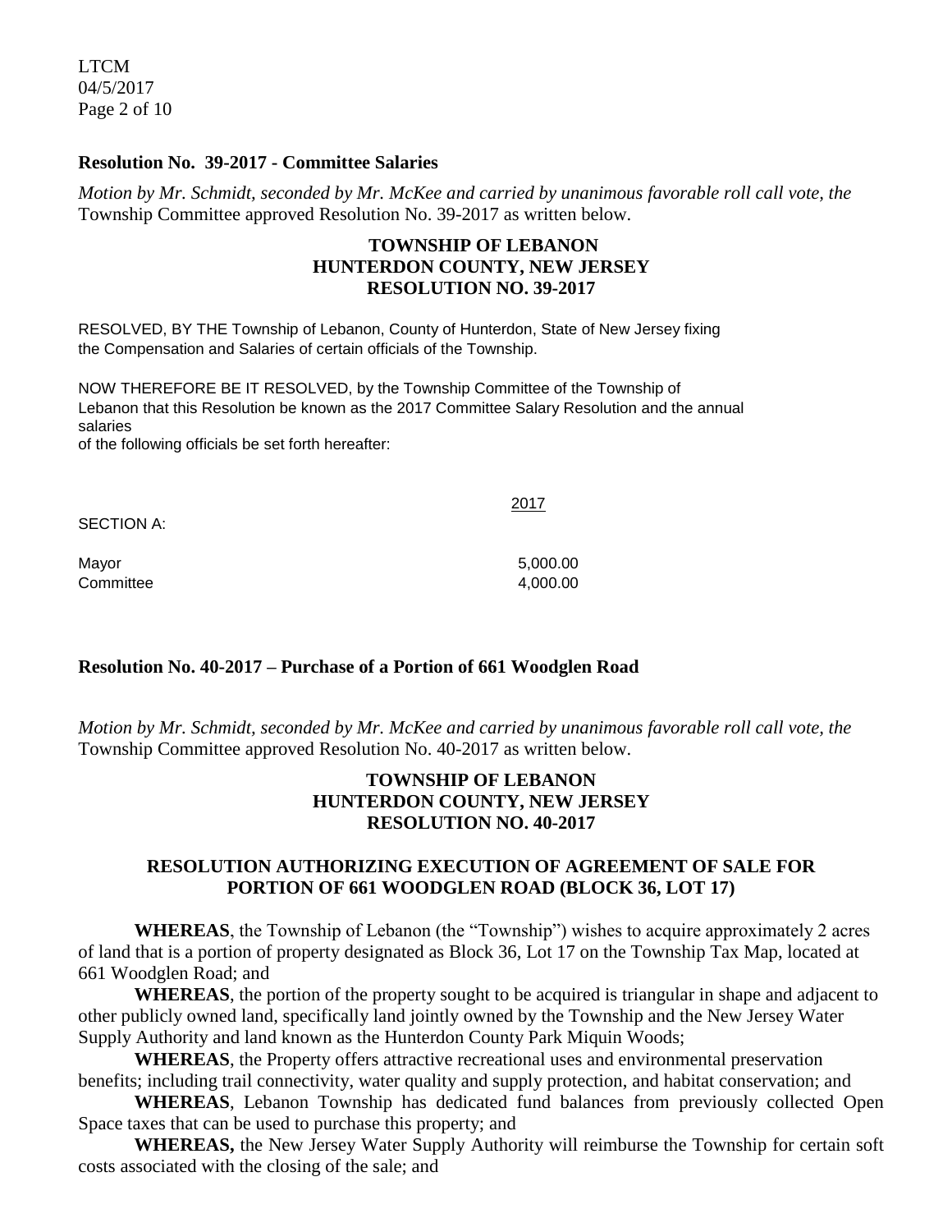### Resolution No. 39-2017 - Committee Salaries

*Motion by Mr. Schmidt, seconded by Mr. McKee and carried by unanimous favorable roll call vote, the* Township Committee approved Resolution No. 39-2017 as written below.

**TOWNSHIP OF LEBANON**
**HUNTERDON COUNTY, NEW JERSEY**
**RESOLUTION NO. 39-2017**

RESOLVED, BY THE Township of Lebanon, County of Hunterdon, State of New Jersey fixing the Compensation and Salaries of certain officials of the Township.

NOW THEREFORE BE IT RESOLVED, by the Township Committee of the Township of Lebanon that this Resolution be known as the 2017 Committee Salary Resolution and the annual salaries of the following officials be set forth hereafter:

| SECTION A: | 2017 |
| --- | --- |
| Mayor | 5,000.00 |
| Committee | 4,000.00 |

### Resolution No. 40-2017 – Purchase of a Portion of 661 Woodglen Road

*Motion by Mr. Schmidt, seconded by Mr. McKee and carried by unanimous favorable roll call vote, the* Township Committee approved Resolution No. 40-2017 as written below.

**TOWNSHIP OF LEBANON**
**HUNTERDON COUNTY, NEW JERSEY**
**RESOLUTION NO. 40-2017**

**RESOLUTION AUTHORIZING EXECUTION OF AGREEMENT OF SALE FOR PORTION OF 661 WOODGLEN ROAD (BLOCK 36, LOT 17)**

**WHEREAS**, the Township of Lebanon (the "Township") wishes to acquire approximately 2 acres of land that is a portion of property designated as Block 36, Lot 17 on the Township Tax Map, located at 661 Woodglen Road; and

**WHEREAS**, the portion of the property sought to be acquired is triangular in shape and adjacent to other publicly owned land, specifically land jointly owned by the Township and the New Jersey Water Supply Authority and land known as the Hunterdon County Park Miquin Woods;

**WHEREAS**, the Property offers attractive recreational uses and environmental preservation benefits; including trail connectivity, water quality and supply protection, and habitat conservation; and

**WHEREAS**, Lebanon Township has dedicated fund balances from previously collected Open Space taxes that can be used to purchase this property; and

**WHEREAS,** the New Jersey Water Supply Authority will reimburse the Township for certain soft costs associated with the closing of the sale; and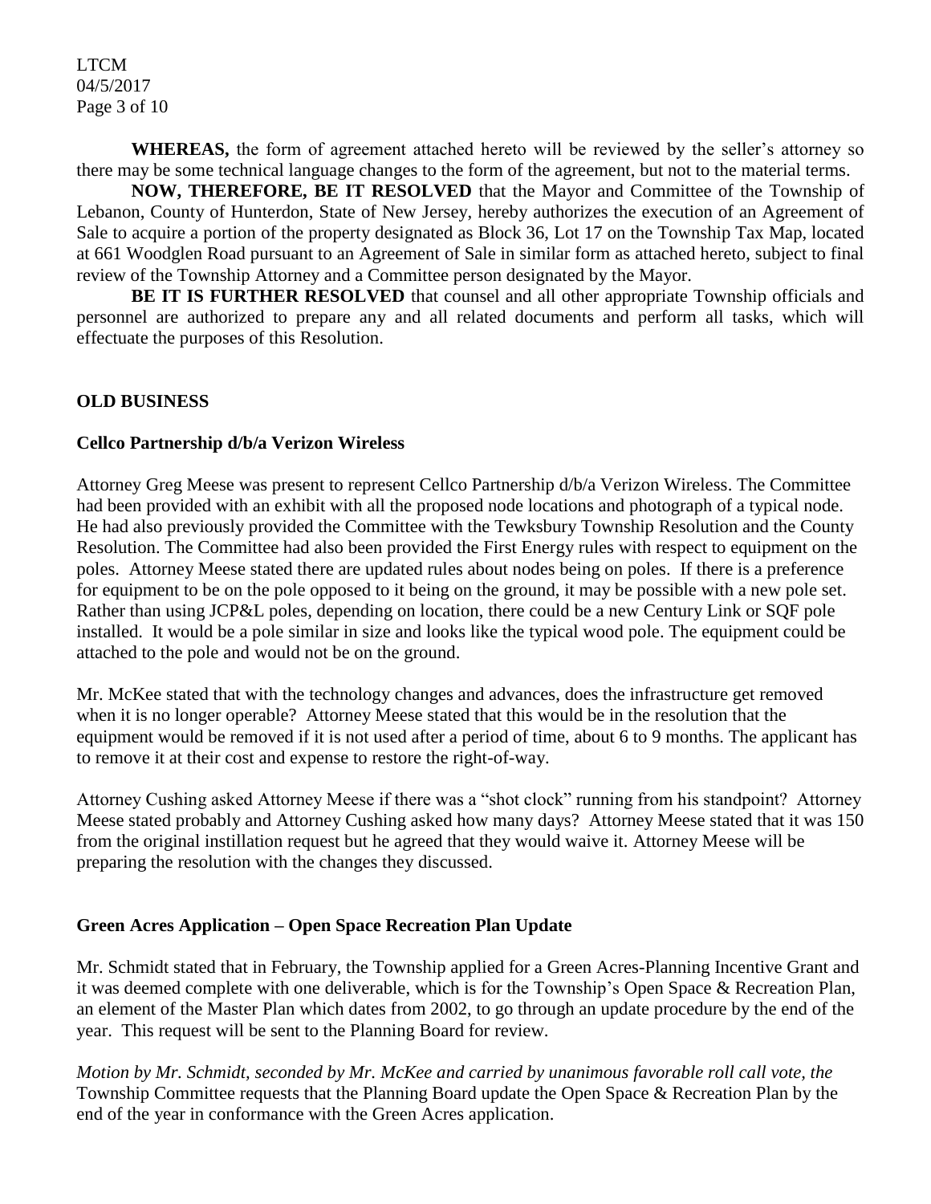**WHEREAS,** the form of agreement attached hereto will be reviewed by the seller's attorney so there may be some technical language changes to the form of the agreement, but not to the material terms.

**NOW, THEREFORE, BE IT RESOLVED** that the Mayor and Committee of the Township of Lebanon, County of Hunterdon, State of New Jersey, hereby authorizes the execution of an Agreement of Sale to acquire a portion of the property designated as Block 36, Lot 17 on the Township Tax Map, located at 661 Woodglen Road pursuant to an Agreement of Sale in similar form as attached hereto, subject to final review of the Township Attorney and a Committee person designated by the Mayor.

**BE IT IS FURTHER RESOLVED** that counsel and all other appropriate Township officials and personnel are authorized to prepare any and all related documents and perform all tasks, which will effectuate the purposes of this Resolution.

## OLD BUSINESS

### Cellco Partnership d/b/a Verizon Wireless

Attorney Greg Meese was present to represent Cellco Partnership d/b/a Verizon Wireless. The Committee had been provided with an exhibit with all the proposed node locations and photograph of a typical node. He had also previously provided the Committee with the Tewksbury Township Resolution and the County Resolution. The Committee had also been provided the First Energy rules with respect to equipment on the poles. Attorney Meese stated there are updated rules about nodes being on poles. If there is a preference for equipment to be on the pole opposed to it being on the ground, it may be possible with a new pole set. Rather than using JCP&L poles, depending on location, there could be a new Century Link or SQF pole installed. It would be a pole similar in size and looks like the typical wood pole. The equipment could be attached to the pole and would not be on the ground.

Mr. McKee stated that with the technology changes and advances, does the infrastructure get removed when it is no longer operable? Attorney Meese stated that this would be in the resolution that the equipment would be removed if it is not used after a period of time, about 6 to 9 months. The applicant has to remove it at their cost and expense to restore the right-of-way.

Attorney Cushing asked Attorney Meese if there was a "shot clock" running from his standpoint? Attorney Meese stated probably and Attorney Cushing asked how many days? Attorney Meese stated that it was 150 from the original instillation request but he agreed that they would waive it. Attorney Meese will be preparing the resolution with the changes they discussed.

### Green Acres Application – Open Space Recreation Plan Update

Mr. Schmidt stated that in February, the Township applied for a Green Acres-Planning Incentive Grant and it was deemed complete with one deliverable, which is for the Township's Open Space & Recreation Plan, an element of the Master Plan which dates from 2002, to go through an update procedure by the end of the year. This request will be sent to the Planning Board for review.

*Motion by Mr. Schmidt, seconded by Mr. McKee and carried by unanimous favorable roll call vote, the* Township Committee requests that the Planning Board update the Open Space & Recreation Plan by the end of the year in conformance with the Green Acres application.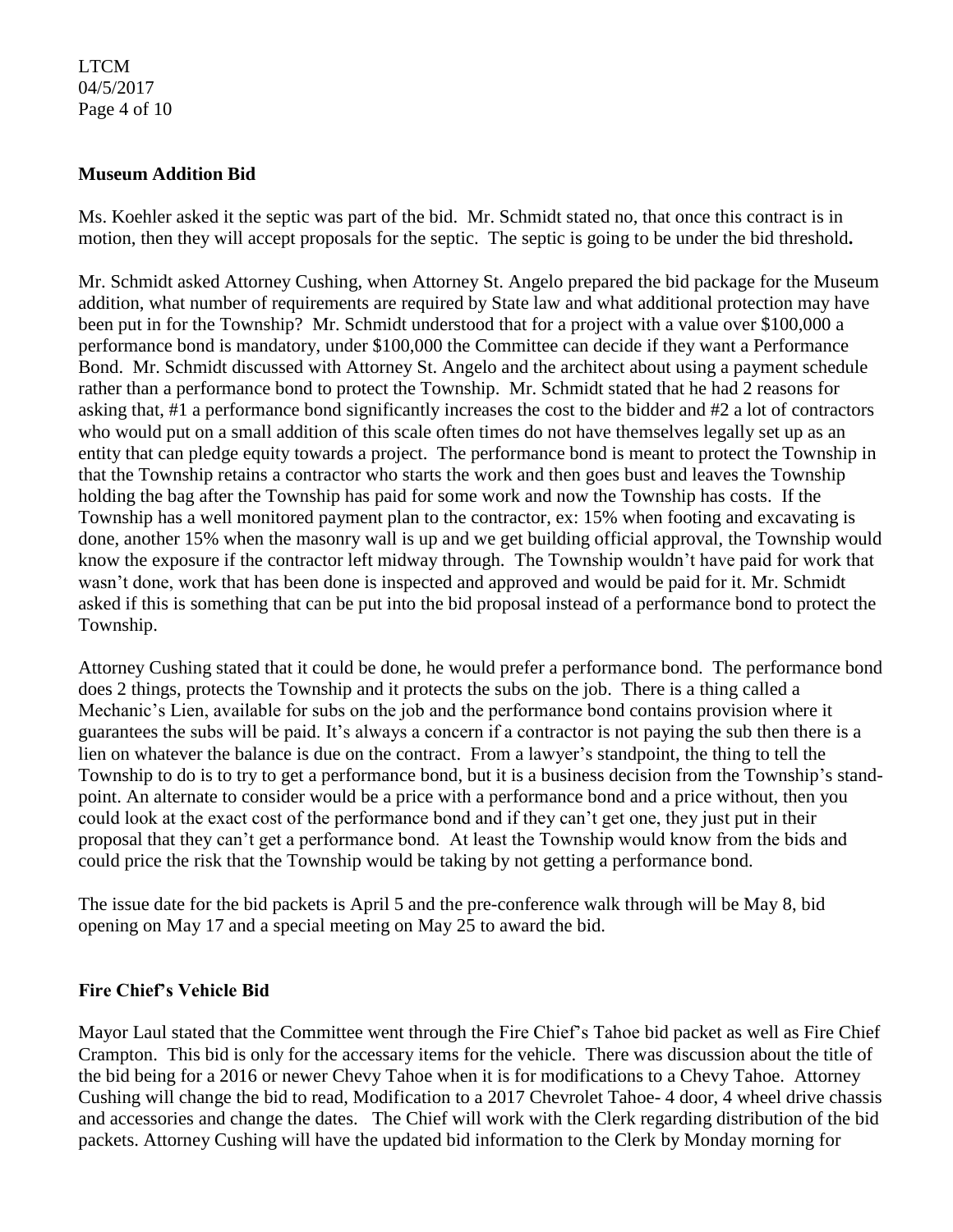**Museum Addition Bid**

Ms. Koehler asked it the septic was part of the bid. Mr. Schmidt stated no, that once this contract is in motion, then they will accept proposals for the septic. The septic is going to be under the bid threshold**.**

Mr. Schmidt asked Attorney Cushing, when Attorney St. Angelo prepared the bid package for the Museum addition, what number of requirements are required by State law and what additional protection may have been put in for the Township? Mr. Schmidt understood that for a project with a value over $100,000 a performance bond is mandatory, under $100,000 the Committee can decide if they want a Performance Bond. Mr. Schmidt discussed with Attorney St. Angelo and the architect about using a payment schedule rather than a performance bond to protect the Township. Mr. Schmidt stated that he had 2 reasons for asking that, #1 a performance bond significantly increases the cost to the bidder and #2 a lot of contractors who would put on a small addition of this scale often times do not have themselves legally set up as an entity that can pledge equity towards a project. The performance bond is meant to protect the Township in that the Township retains a contractor who starts the work and then goes bust and leaves the Township holding the bag after the Township has paid for some work and now the Township has costs. If the Township has a well monitored payment plan to the contractor, ex: 15% when footing and excavating is done, another 15% when the masonry wall is up and we get building official approval, the Township would know the exposure if the contractor left midway through. The Township wouldn't have paid for work that wasn't done, work that has been done is inspected and approved and would be paid for it. Mr. Schmidt asked if this is something that can be put into the bid proposal instead of a performance bond to protect the Township.

Attorney Cushing stated that it could be done, he would prefer a performance bond. The performance bond does 2 things, protects the Township and it protects the subs on the job. There is a thing called a Mechanic's Lien, available for subs on the job and the performance bond contains provision where it guarantees the subs will be paid. It's always a concern if a contractor is not paying the sub then there is a lien on whatever the balance is due on the contract. From a lawyer's standpoint, the thing to tell the Township to do is to try to get a performance bond, but it is a business decision from the Township's stand-point. An alternate to consider would be a price with a performance bond and a price without, then you could look at the exact cost of the performance bond and if they can't get one, they just put in their proposal that they can't get a performance bond. At least the Township would know from the bids and could price the risk that the Township would be taking by not getting a performance bond.

The issue date for the bid packets is April 5 and the pre-conference walk through will be May 8, bid opening on May 17 and a special meeting on May 25 to award the bid.

**Fire Chief's Vehicle Bid**

Mayor Laul stated that the Committee went through the Fire Chief's Tahoe bid packet as well as Fire Chief Crampton. This bid is only for the accessary items for the vehicle. There was discussion about the title of the bid being for a 2016 or newer Chevy Tahoe when it is for modifications to a Chevy Tahoe. Attorney Cushing will change the bid to read, Modification to a 2017 Chevrolet Tahoe- 4 door, 4 wheel drive chassis and accessories and change the dates. The Chief will work with the Clerk regarding distribution of the bid packets. Attorney Cushing will have the updated bid information to the Clerk by Monday morning for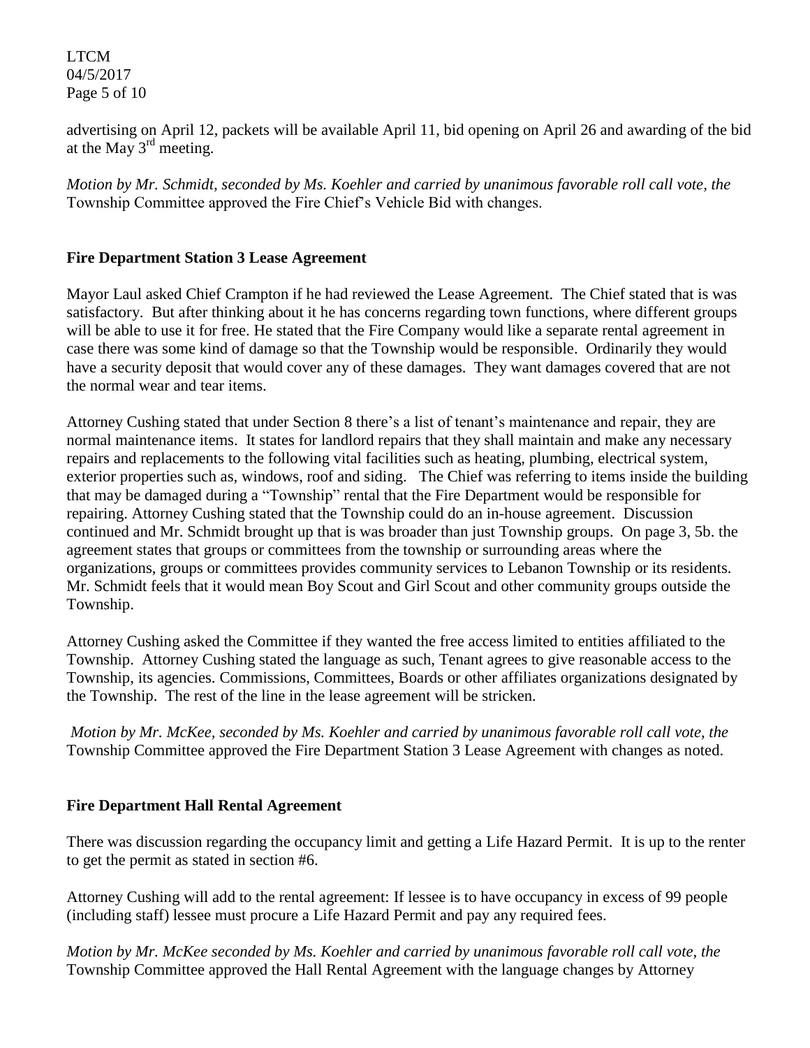advertising on April 12, packets will be available April 11, bid opening on April 26 and awarding of the bid at the May 3rd meeting.

*Motion by Mr. Schmidt, seconded by Ms. Koehler and carried by unanimous favorable roll call vote, the* Township Committee approved the Fire Chief's Vehicle Bid with changes.

**Fire Department Station 3 Lease Agreement**

Mayor Laul asked Chief Crampton if he had reviewed the Lease Agreement. The Chief stated that is was satisfactory. But after thinking about it he has concerns regarding town functions, where different groups will be able to use it for free. He stated that the Fire Company would like a separate rental agreement in case there was some kind of damage so that the Township would be responsible. Ordinarily they would have a security deposit that would cover any of these damages. They want damages covered that are not the normal wear and tear items.

Attorney Cushing stated that under Section 8 there's a list of tenant's maintenance and repair, they are normal maintenance items. It states for landlord repairs that they shall maintain and make any necessary repairs and replacements to the following vital facilities such as heating, plumbing, electrical system, exterior properties such as, windows, roof and siding. The Chief was referring to items inside the building that may be damaged during a "Township" rental that the Fire Department would be responsible for repairing. Attorney Cushing stated that the Township could do an in-house agreement. Discussion continued and Mr. Schmidt brought up that is was broader than just Township groups. On page 3, 5b. the agreement states that groups or committees from the township or surrounding areas where the organizations, groups or committees provides community services to Lebanon Township or its residents. Mr. Schmidt feels that it would mean Boy Scout and Girl Scout and other community groups outside the Township.

Attorney Cushing asked the Committee if they wanted the free access limited to entities affiliated to the Township. Attorney Cushing stated the language as such, Tenant agrees to give reasonable access to the Township, its agencies. Commissions, Committees, Boards or other affiliates organizations designated by the Township. The rest of the line in the lease agreement will be stricken.

*Motion by Mr. McKee, seconded by Ms. Koehler and carried by unanimous favorable roll call vote, the* Township Committee approved the Fire Department Station 3 Lease Agreement with changes as noted.

**Fire Department Hall Rental Agreement**

There was discussion regarding the occupancy limit and getting a Life Hazard Permit. It is up to the renter to get the permit as stated in section #6.

Attorney Cushing will add to the rental agreement: If lessee is to have occupancy in excess of 99 people (including staff) lessee must procure a Life Hazard Permit and pay any required fees.

*Motion by Mr. McKee seconded by Ms. Koehler and carried by unanimous favorable roll call vote, the* Township Committee approved the Hall Rental Agreement with the language changes by Attorney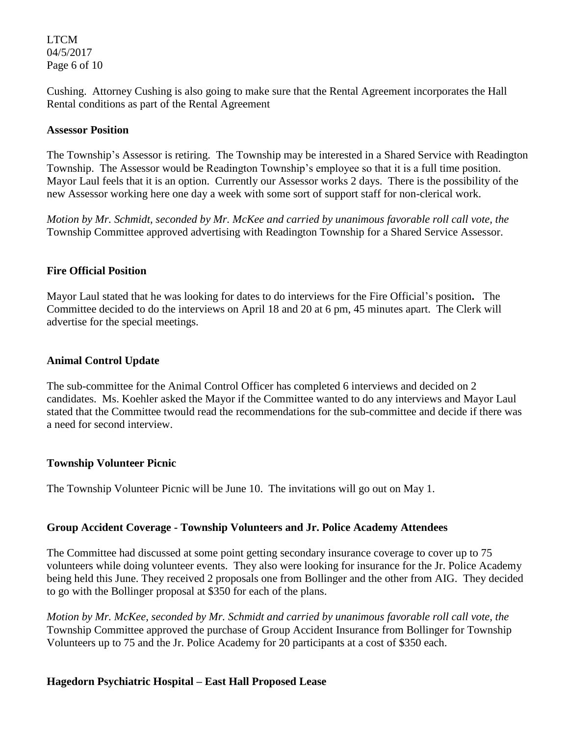Cushing. Attorney Cushing is also going to make sure that the Rental Agreement incorporates the Hall Rental conditions as part of the Rental Agreement

**Assessor Position**

The Township's Assessor is retiring. The Township may be interested in a Shared Service with Readington Township. The Assessor would be Readington Township's employee so that it is a full time position. Mayor Laul feels that it is an option. Currently our Assessor works 2 days. There is the possibility of the new Assessor working here one day a week with some sort of support staff for non-clerical work.

*Motion by Mr. Schmidt, seconded by Mr. McKee and carried by unanimous favorable roll call vote, the* Township Committee approved advertising with Readington Township for a Shared Service Assessor.

**Fire Official Position**

Mayor Laul stated that he was looking for dates to do interviews for the Fire Official's position**.** The Committee decided to do the interviews on April 18 and 20 at 6 pm, 45 minutes apart. The Clerk will advertise for the special meetings.

**Animal Control Update**

The sub-committee for the Animal Control Officer has completed 6 interviews and decided on 2 candidates. Ms. Koehler asked the Mayor if the Committee wanted to do any interviews and Mayor Laul stated that the Committee twould read the recommendations for the sub-committee and decide if there was a need for second interview.

**Township Volunteer Picnic**

The Township Volunteer Picnic will be June 10. The invitations will go out on May 1.

**Group Accident Coverage - Township Volunteers and Jr. Police Academy Attendees**

The Committee had discussed at some point getting secondary insurance coverage to cover up to 75 volunteers while doing volunteer events. They also were looking for insurance for the Jr. Police Academy being held this June. They received 2 proposals one from Bollinger and the other from AIG. They decided to go with the Bollinger proposal at $350 for each of the plans.

*Motion by Mr. McKee, seconded by Mr. Schmidt and carried by unanimous favorable roll call vote, the* Township Committee approved the purchase of Group Accident Insurance from Bollinger for Township Volunteers up to 75 and the Jr. Police Academy for 20 participants at a cost of $350 each.

**Hagedorn Psychiatric Hospital – East Hall Proposed Lease**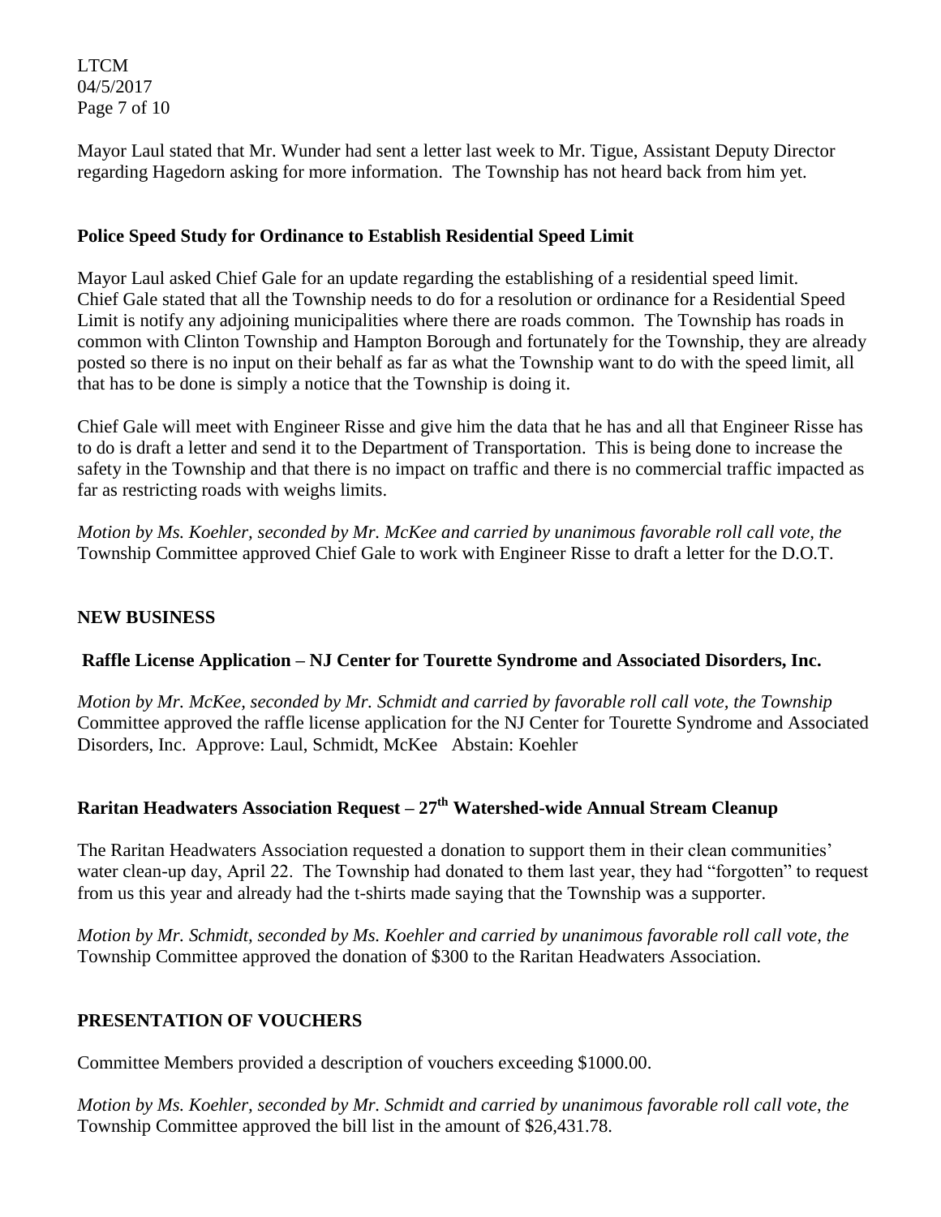Mayor Laul stated that Mr. Wunder had sent a letter last week to Mr. Tigue, Assistant Deputy Director regarding Hagedorn asking for more information. The Township has not heard back from him yet.

**Police Speed Study for Ordinance to Establish Residential Speed Limit**

Mayor Laul asked Chief Gale for an update regarding the establishing of a residential speed limit. Chief Gale stated that all the Township needs to do for a resolution or ordinance for a Residential Speed Limit is notify any adjoining municipalities where there are roads common. The Township has roads in common with Clinton Township and Hampton Borough and fortunately for the Township, they are already posted so there is no input on their behalf as far as what the Township want to do with the speed limit, all that has to be done is simply a notice that the Township is doing it.

Chief Gale will meet with Engineer Risse and give him the data that he has and all that Engineer Risse has to do is draft a letter and send it to the Department of Transportation. This is being done to increase the safety in the Township and that there is no impact on traffic and there is no commercial traffic impacted as far as restricting roads with weighs limits.

*Motion by Ms. Koehler, seconded by Mr. McKee and carried by unanimous favorable roll call vote, the* Township Committee approved Chief Gale to work with Engineer Risse to draft a letter for the D.O.T.

**NEW BUSINESS**

**Raffle License Application – NJ Center for Tourette Syndrome and Associated Disorders, Inc.**

*Motion by Mr. McKee, seconded by Mr. Schmidt and carried by favorable roll call vote, the Township* Committee approved the raffle license application for the NJ Center for Tourette Syndrome and Associated Disorders, Inc. Approve: Laul, Schmidt, McKee Abstain: Koehler

**Raritan Headwaters Association Request – 27th Watershed-wide Annual Stream Cleanup**

The Raritan Headwaters Association requested a donation to support them in their clean communities' water clean-up day, April 22. The Township had donated to them last year, they had "forgotten" to request from us this year and already had the t-shirts made saying that the Township was a supporter.

*Motion by Mr. Schmidt, seconded by Ms. Koehler and carried by unanimous favorable roll call vote, the* Township Committee approved the donation of $300 to the Raritan Headwaters Association.

**PRESENTATION OF VOUCHERS**

Committee Members provided a description of vouchers exceeding $1000.00.

*Motion by Ms. Koehler, seconded by Mr. Schmidt and carried by unanimous favorable roll call vote, the* Township Committee approved the bill list in the amount of $26,431.78.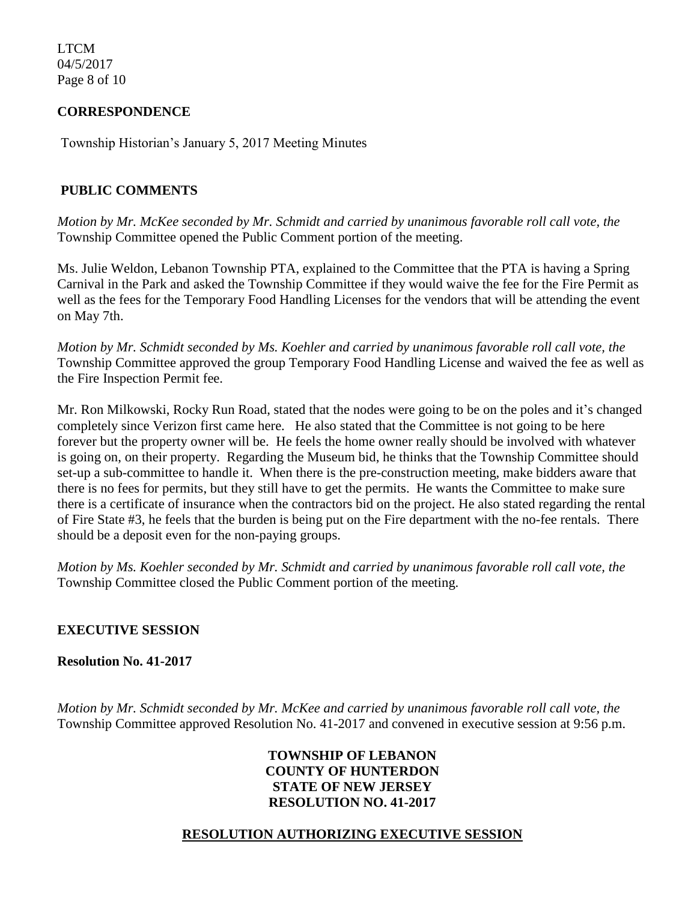## CORRESPONDENCE

Township Historian's January 5, 2017 Meeting Minutes

## PUBLIC COMMENTS

*Motion by Mr. McKee seconded by Mr. Schmidt and carried by unanimous favorable roll call vote, the* Township Committee opened the Public Comment portion of the meeting.

Ms. Julie Weldon, Lebanon Township PTA, explained to the Committee that the PTA is having a Spring Carnival in the Park and asked the Township Committee if they would waive the fee for the Fire Permit as well as the fees for the Temporary Food Handling Licenses for the vendors that will be attending the event on May 7th.

*Motion by Mr. Schmidt seconded by Ms. Koehler and carried by unanimous favorable roll call vote, the* Township Committee approved the group Temporary Food Handling License and waived the fee as well as the Fire Inspection Permit fee.

Mr. Ron Milkowski, Rocky Run Road, stated that the nodes were going to be on the poles and it's changed completely since Verizon first came here. He also stated that the Committee is not going to be here forever but the property owner will be. He feels the home owner really should be involved with whatever is going on, on their property. Regarding the Museum bid, he thinks that the Township Committee should set-up a sub-committee to handle it. When there is the pre-construction meeting, make bidders aware that there is no fees for permits, but they still have to get the permits. He wants the Committee to make sure there is a certificate of insurance when the contractors bid on the project. He also stated regarding the rental of Fire State #3, he feels that the burden is being put on the Fire department with the no-fee rentals. There should be a deposit even for the non-paying groups.

*Motion by Ms. Koehler seconded by Mr. Schmidt and carried by unanimous favorable roll call vote, the* Township Committee closed the Public Comment portion of the meeting.

## EXECUTIVE SESSION

**Resolution No. 41-2017**

*Motion by Mr. Schmidt seconded by Mr. McKee and carried by unanimous favorable roll call vote, the* Township Committee approved Resolution No. 41-2017 and convened in executive session at 9:56 p.m.

**TOWNSHIP OF LEBANON**
**COUNTY OF HUNTERDON**
**STATE OF NEW JERSEY**
**RESOLUTION NO. 41-2017**

**RESOLUTION AUTHORIZING EXECUTIVE SESSION**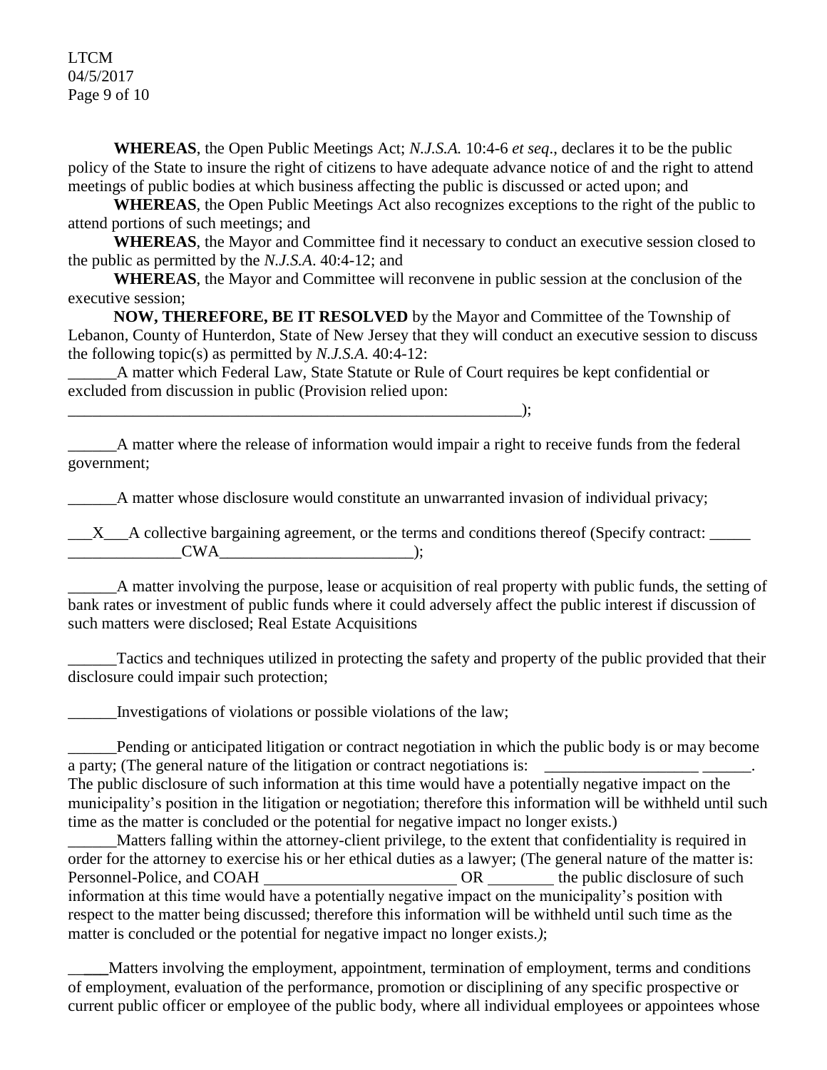**WHEREAS**, the Open Public Meetings Act; *N.J.S.A.* 10:4-6 *et seq*., declares it to be the public policy of the State to insure the right of citizens to have adequate advance notice of and the right to attend meetings of public bodies at which business affecting the public is discussed or acted upon; and

**WHEREAS**, the Open Public Meetings Act also recognizes exceptions to the right of the public to attend portions of such meetings; and

**WHEREAS**, the Mayor and Committee find it necessary to conduct an executive session closed to the public as permitted by the *N.J.S.A*. 40:4-12; and

**WHEREAS**, the Mayor and Committee will reconvene in public session at the conclusion of the executive session;

**NOW, THEREFORE, BE IT RESOLVED** by the Mayor and Committee of the Township of Lebanon, County of Hunterdon, State of New Jersey that they will conduct an executive session to discuss the following topic(s) as permitted by *N.J.S.A*. 40:4-12:

______A matter which Federal Law, State Statute or Rule of Court requires be kept confidential or excluded from discussion in public (Provision relied upon: ____________________________________________________________);

______A matter where the release of information would impair a right to receive funds from the federal government;

______A matter whose disclosure would constitute an unwarranted invasion of individual privacy;

___X___A collective bargaining agreement, or the terms and conditions thereof (Specify contract: _____ ______________CWA________________________);

______A matter involving the purpose, lease or acquisition of real property with public funds, the setting of bank rates or investment of public funds where it could adversely affect the public interest if discussion of such matters were disclosed; Real Estate Acquisitions

______Tactics and techniques utilized in protecting the safety and property of the public provided that their disclosure could impair such protection;

______Investigations of violations or possible violations of the law;

______Pending or anticipated litigation or contract negotiation in which the public body is or may become a party; (The general nature of the litigation or contract negotiations is: ___________________ ______. The public disclosure of such information at this time would have a potentially negative impact on the municipality's position in the litigation or negotiation; therefore this information will be withheld until such time as the matter is concluded or the potential for negative impact no longer exists.)

______Matters falling within the attorney-client privilege, to the extent that confidentiality is required in order for the attorney to exercise his or her ethical duties as a lawyer; (The general nature of the matter is: Personnel-Police, and COAH ________________________ OR ________ the public disclosure of such information at this time would have a potentially negative impact on the municipality's position with respect to the matter being discussed; therefore this information will be withheld until such time as the matter is concluded or the potential for negative impact no longer exists.*)*;

_____Matters involving the employment, appointment, termination of employment, terms and conditions of employment, evaluation of the performance, promotion or disciplining of any specific prospective or current public officer or employee of the public body, where all individual employees or appointees whose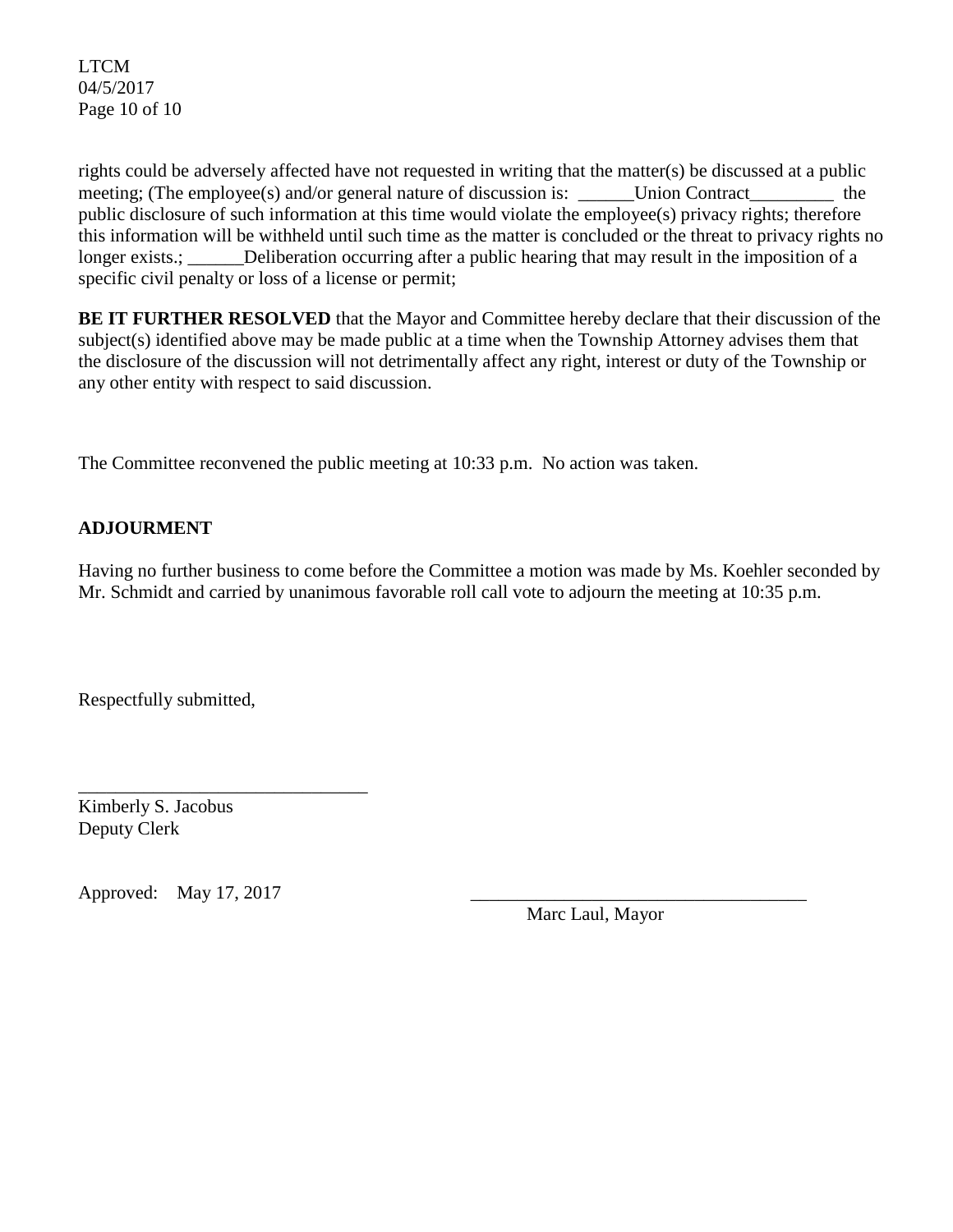rights could be adversely affected have not requested in writing that the matter(s) be discussed at a public meeting; (The employee(s) and/or general nature of discussion is: ______Union Contract_________ the public disclosure of such information at this time would violate the employee(s) privacy rights; therefore this information will be withheld until such time as the matter is concluded or the threat to privacy rights no longer exists.; ______Deliberation occurring after a public hearing that may result in the imposition of a specific civil penalty or loss of a license or permit;

**BE IT FURTHER RESOLVED** that the Mayor and Committee hereby declare that their discussion of the subject(s) identified above may be made public at a time when the Township Attorney advises them that the disclosure of the discussion will not detrimentally affect any right, interest or duty of the Township or any other entity with respect to said discussion.

The Committee reconvened the public meeting at 10:33 p.m. No action was taken.

**ADJOURMENT**

Having no further business to come before the Committee a motion was made by Ms. Koehler seconded by Mr. Schmidt and carried by unanimous favorable roll call vote to adjourn the meeting at 10:35 p.m.

Respectfully submitted,

________________________________
Kimberly S. Jacobus
Deputy Clerk

Approved: May 17, 2017

_____________________________________
Marc Laul, Mayor